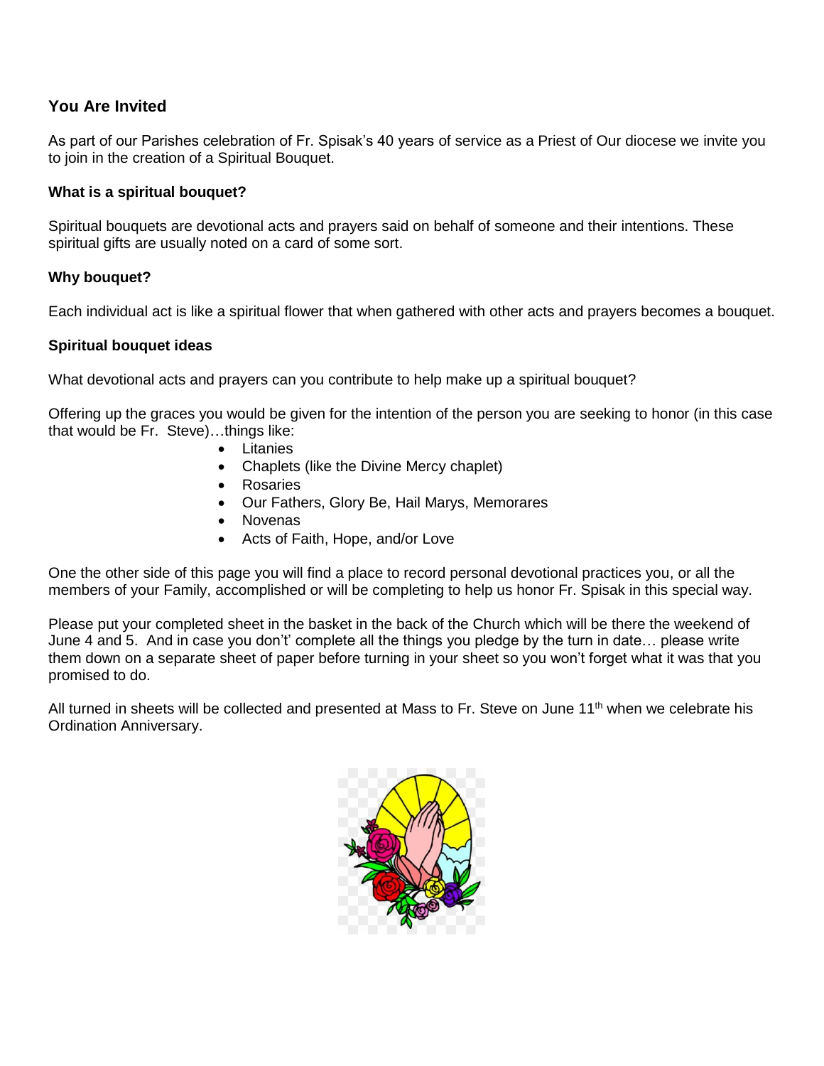### You Are Invited

As part of our Parishes celebration of Fr. Spisak's 40 years of service as a Priest of Our diocese we invite you to join in the creation of a Spiritual Bouquet.

**What is a spiritual bouquet?**

Spiritual bouquets are devotional acts and prayers said on behalf of someone and their intentions. These spiritual gifts are usually noted on a card of some sort.

**Why bouquet?**

Each individual act is like a spiritual flower that when gathered with other acts and prayers becomes a bouquet.

**Spiritual bouquet ideas**

What devotional acts and prayers can you contribute to help make up a spiritual bouquet?

Offering up the graces you would be given for the intention of the person you are seeking to honor (in this case that would be Fr. Steve)…things like:

- Litanies
- Chaplets (like the Divine Mercy chaplet)
- Rosaries
- Our Fathers, Glory Be, Hail Marys, Memorares
- Novenas
- Acts of Faith, Hope, and/or Love

One the other side of this page you will find a place to record personal devotional practices you, or all the members of your Family, accomplished or will be completing to help us honor Fr. Spisak in this special way.

Please put your completed sheet in the basket in the back of the Church which will be there the weekend of June 4 and 5. And in case you don't' complete all the things you pledge by the turn in date… please write them down on a separate sheet of paper before turning in your sheet so you won't forget what it was that you promised to do.

All turned in sheets will be collected and presented at Mass to Fr. Steve on June 11th when we celebrate his Ordination Anniversary.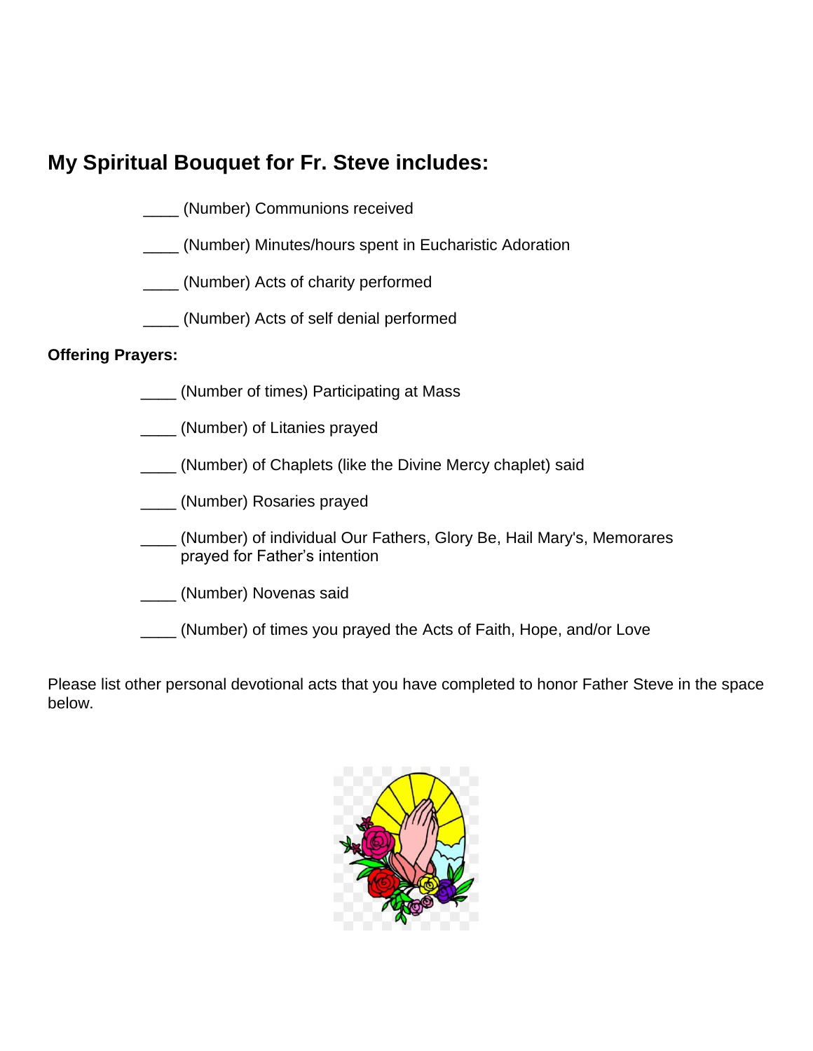## My Spiritual Bouquet for Fr. Steve includes:

____ (Number) Communions received

____ (Number) Minutes/hours spent in Eucharistic Adoration

____ (Number) Acts of charity performed

____ (Number) Acts of self denial performed

**Offering Prayers:**

____ (Number of times) Participating at Mass

____ (Number) of Litanies prayed

____ (Number) of Chaplets (like the Divine Mercy chaplet) said

____ (Number) Rosaries prayed

____ (Number) of individual Our Fathers, Glory Be, Hail Mary's, Memorares prayed for Father's intention

____ (Number) Novenas said

____ (Number) of times you prayed the Acts of Faith, Hope, and/or Love

Please list other personal devotional acts that you have completed to honor Father Steve in the space below.